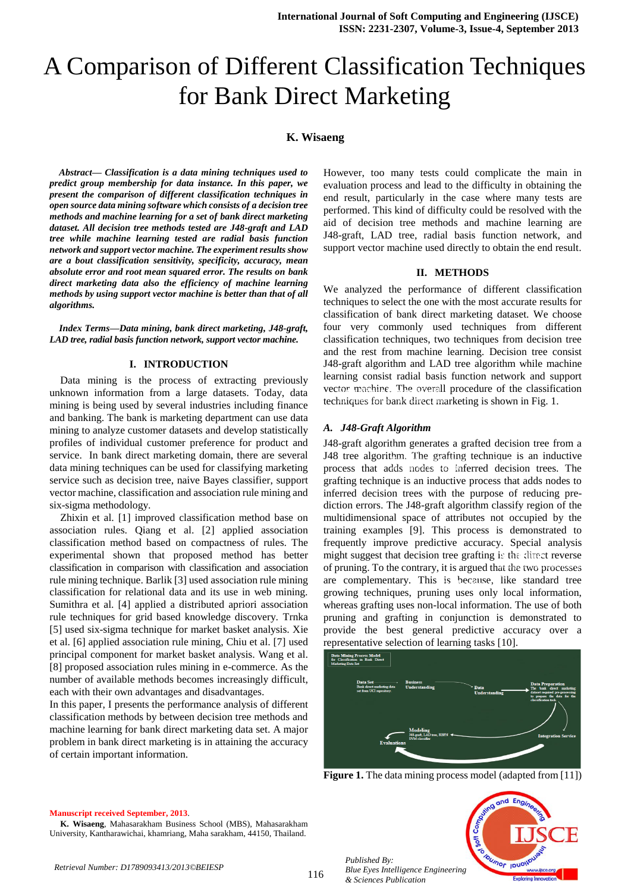# A Comparison of Different Classification Techniques for Bank Direct Marketing

**K. Wisaeng**

***Abstract— Classification is a data mining techniques used to predict group membership for data instance. In this paper, we present the comparison of different classification techniques in open source data mining software which consists of a decision tree methods and machine learning for a set of bank direct marketing dataset. All decision tree methods tested are J48-graft and LAD tree while machine learning tested are radial basis function network and support vector machine. The experiment results show are a bout classification sensitivity, specificity, accuracy, mean absolute error and root mean squared error. The results on bank direct marketing data also the efficiency of machine learning methods by using support vector machine is better than that of all algorithms.***

***Index Terms—Data mining, bank direct marketing, J48-graft, LAD tree, radial basis function network, support vector machine.***

## I. INTRODUCTION

Data mining is the process of extracting previously unknown information from a large datasets. Today, data mining is being used by several industries including finance and banking. The bank is marketing department can use data mining to analyze customer datasets and develop statistically profiles of individual customer preference for product and service. In bank direct marketing domain, there are several data mining techniques can be used for classifying marketing service such as decision tree, naive Bayes classifier, support vector machine, classification and association rule mining and six-sigma methodology.

Zhixin et al. [1] improved classification method base on association rules. Qiang et al. [2] applied association classification method based on compactness of rules. The experimental shown that proposed method has better classification in comparison with classification and association rule mining technique. Barlik [3] used association rule mining classification for relational data and its use in web mining. Sumithra et al. [4] applied a distributed apriori association rule techniques for grid based knowledge discovery. Trnka [5] used six-sigma technique for market basket analysis. Xie et al. [6] applied association rule mining, Chiu et al. [7] used principal component for market basket analysis. Wang et al. [8] proposed association rules mining in e-commerce. As the number of available methods becomes increasingly difficult, each with their own advantages and disadvantages.

In this paper, I presents the performance analysis of different classification methods by between decision tree methods and machine learning for bank direct marketing data set. A major problem in bank direct marketing is in attaining the accuracy of certain important information.

However, too many tests could complicate the main in evaluation process and lead to the difficulty in obtaining the end result, particularly in the case where many tests are performed. This kind of difficulty could be resolved with the aid of decision tree methods and machine learning are J48-graft, LAD tree, radial basis function network, and support vector machine used directly to obtain the end result.

## II. METHODS

We analyzed the performance of different classification techniques to select the one with the most accurate results for classification of bank direct marketing dataset. We choose four very commonly used techniques from different classification techniques, two techniques from decision tree and the rest from machine learning. Decision tree consist J48-graft algorithm and LAD tree algorithm while machine learning consist radial basis function network and support vector machine. The overall procedure of the classification techniques for bank direct marketing is shown in Fig. 1.

### *A. J48-Graft Algorithm*

J48-graft algorithm generates a grafted decision tree from a J48 tree algorithm. The grafting technique is an inductive process that adds nodes to inferred decision trees. The grafting technique is an inductive process that adds nodes to inferred decision trees with the purpose of reducing pre-diction errors. The J48-graft algorithm classify region of the multidimensional space of attributes not occupied by the training examples [9]. This process is demonstrated to frequently improve predictive accuracy. Special analysis might suggest that decision tree grafting is the direct reverse of pruning. To the contrary, it is argued that the two processes are complementary. This is because, like standard tree growing techniques, pruning uses only local information, whereas grafting uses non-local information. The use of both pruning and grafting in conjunction is demonstrated to provide the best general predictive accuracy over a representative selection of learning tasks [10].

**Figure 1.** The data mining process model (adapted from [11])

**Manuscript received September, 2013.**

**K. Wisaeng**, Mahasarakham Business School (MBS), Mahasarakham University, Kantharawichai, khamriang, Maha sarakham, 44150, Thailand.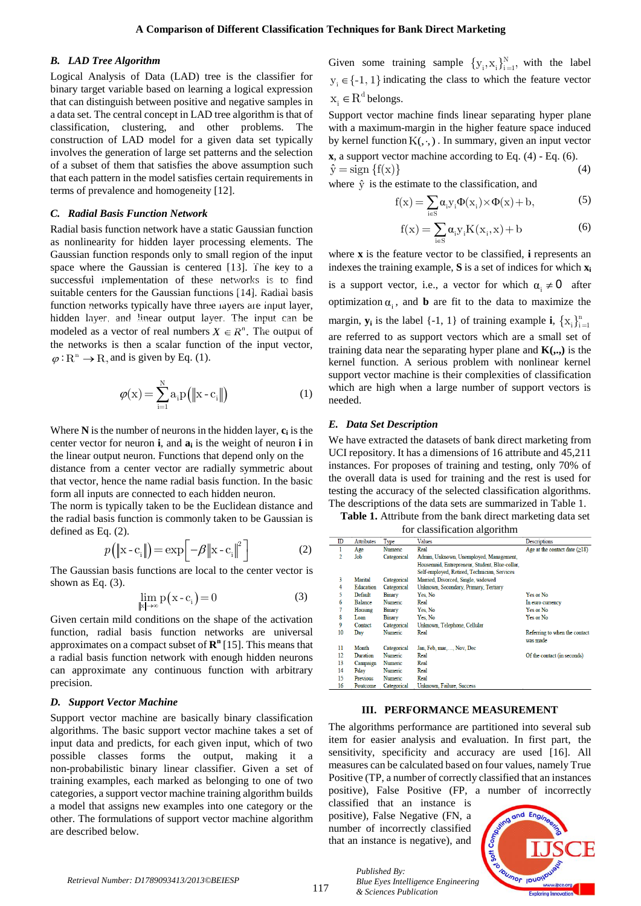### B. LAD Tree Algorithm

Logical Analysis of Data (LAD) tree is the classifier for binary target variable based on learning a logical expression that can distinguish between positive and negative samples in a data set. The central concept in LAD tree algorithm is that of classification, clustering, and other problems. The construction of LAD model for a given data set typically involves the generation of large set patterns and the selection of a subset of them that satisfies the above assumption such that each pattern in the model satisfies certain requirements in terms of prevalence and homogeneity [12].

### C. Radial Basis Function Network

Radial basis function network have a static Gaussian function as nonlinearity for hidden layer processing elements. The Gaussian function responds only to small region of the input space where the Gaussian is centered [13]. The key to a successful implementation of these networks is to find suitable centers for the Gaussian functions [14]. Radial basis function networks typically have three layers are input layer, hidden layer, and linear output layer. The input can be modeled as a vector of real numbers $X \in R^n$. The output of the networks is then a scalar function of the input vector, $\varphi: R^n \rightarrow R$, and is given by Eq. (1).

$$\varphi(x) = \sum_{i=1}^{N} a_i p\left(\left\|x - c_i\right\|\right) \quad (1)$$

Where **N** is the number of neurons in the hidden layer, $\mathbf{c_i}$ is the center vector for neuron **i**, and $\mathbf{a_i}$ is the weight of neuron **i** in the linear output neuron. Functions that depend only on the distance from a center vector are radially symmetric about that vector, hence the name radial basis function. In the basic form all inputs are connected to each hidden neuron.

The norm is typically taken to be the Euclidean distance and the radial basis function is commonly taken to be Gaussian is defined as Eq. (2).

$$p\left(\left\|x - c_i\right\|\right) = \exp\left[-\beta\left\|x - c_i\right\|^2\right] \quad (2)$$

The Gaussian basis functions are local to the center vector is shown as Eq. (3).

$$\lim_{\|x\| \to \infty} p\left(x - c_i\right) = 0 \quad (3)$$

Given certain mild conditions on the shape of the activation function, radial basis function networks are universal approximates on a compact subset of $\mathbf{R^n}$ [15]. This means that a radial basis function network with enough hidden neurons can approximate any continuous function with arbitrary precision.

### D. Support Vector Machine

Support vector machine are basically binary classification algorithms. The basic support vector machine takes a set of input data and predicts, for each given input, which of two possible classes forms the output, making it a non-probabilistic binary linear classifier. Given a set of training examples, each marked as belonging to one of two categories, a support vector machine training algorithm builds a model that assigns new examples into one category or the other. The formulations of support vector machine algorithm are described below.

Given some training sample $\{y_i, x_i\}_{i=1}^{N}$, with the label $y_i \in \{-1, 1\}$ indicating the class to which the feature vector $x_i \in R^d$ belongs.

Support vector machine finds linear separating hyper plane with a maximum-margin in the higher feature space induced by kernel function $K(\cdot,\cdot)$. In summary, given an input vector **x**, a support vector machine according to Eq. (4) - Eq. (6).

$$\hat{y} = \text{sign}\{f(x)\} \quad (4)$$

where $\hat{y}$ is the estimate to the classification, and

$$f(x) = \sum_{i \in S} \alpha_i y_i \Phi(x_i) \times \Phi(x) + b, \quad (5)$$

$$f(x) = \sum_{i \in S} \alpha_i y_i K(x_i, x) + b \quad (6)$$

where **x** is the feature vector to be classified, **i** represents an indexes the training example, **S** is a set of indices for which $\mathbf{x_i}$ is a support vector, i.e., a vector for which $\alpha_i \neq 0$ after optimization $\alpha_i$, and **b** are fit to the data to maximize the margin, $\mathbf{y_i}$ is the label {-1, 1} of training example **i**, $\{x_i\}_{i=1}^{n}$ are referred to as support vectors which are a small set of training data near the separating hyper plane and **K(.,.)** is the kernel function. A serious problem with nonlinear kernel support vector machine is their complexities of classification which are high when a large number of support vectors is needed.

### E. Data Set Description

We have extracted the datasets of bank direct marketing from UCI repository. It has a dimensions of 16 attribute and 45,211 instances. For proposes of training and testing, only 70% of the overall data is used for training and the rest is used for testing the accuracy of the selected classification algorithms. The descriptions of the data sets are summarized in Table 1.

**Table 1.** Attribute from the bank direct marketing data set for classification algorithm

| ID | Attributes | Type | Values | Descriptions |
|---|---|---|---|---|
| 1 | Age | Numeric | Real | Age at the contact date (≥18) |
| 2 | Job | Categorical | Admin, Unknown, Unemployed, Management, Housemaid, Entrepreneur, Student, Blue-collar, Self-employed, Retired, Technician, Services | |
| 3 | Marital | Categorical | Married, Divorced, Single, widowed | |
| 4 | Education | Categorical | Unknown, Secondary, Primary, Tertiary | |
| 5 | Default | Binary | Yes, No | Yes or No |
| 6 | Balance | Numeric | Real | In euro currency |
| 7 | Housing | Binary | Yes, No | Yes or No |
| 8 | Loan | Binary | Yes, No | Yes or No |
| 9 | Contact | Categorical | Unknown, Telephone, Cellular | |
| 10 | Day | Numeric | Real | Referring to when the contact was made |
| 11 | Month | Categorical | Jan, Feb, mar, ..., Nov, Dec | |
| 12 | Duration | Numeric | Real | Of the contact (in seconds) |
| 13 | Campaign | Numeric | Real | |
| 14 | Pday | Numeric | Real | |
| 15 | Previous | Numeric | Real | |
| 16 | Poutcome | Categorical | Unknown, Failure, Success | |

## III. PERFORMANCE MEASUREMENT

The algorithms performance are partitioned into several sub item for easier analysis and evaluation. In first part, the sensitivity, specificity and accuracy are used [16]. All measures can be calculated based on four values, namely True Positive (TP, a number of correctly classified that an instances positive), False Positive (FP, a number of incorrectly classified that an instance is positive), False Negative (FN, a number of incorrectly classified that an instance is negative), and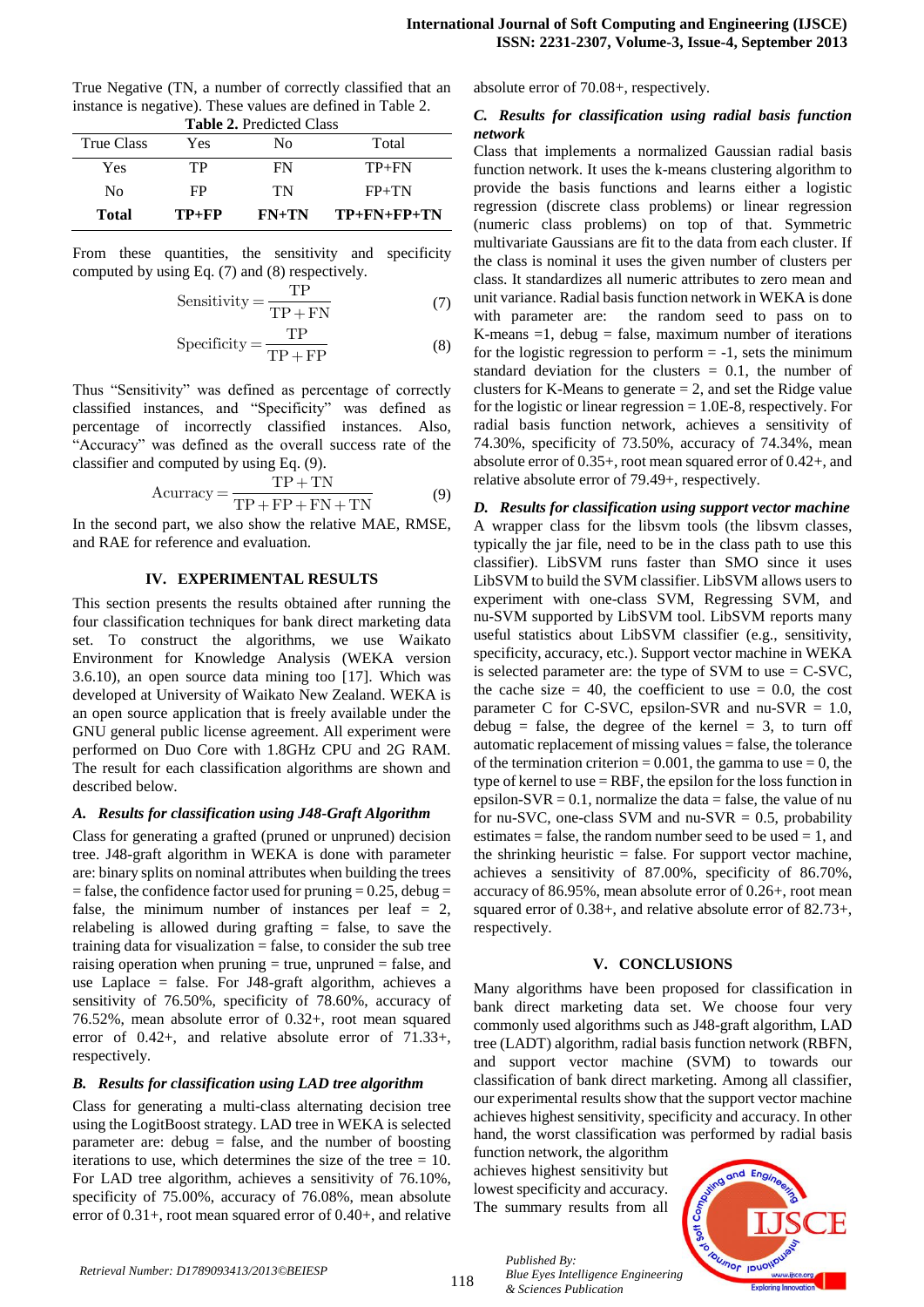True Negative (TN, a number of correctly classified that an instance is negative). These values are defined in Table 2.

**Table 2.** Predicted Class

| True Class | Yes | No | Total |
|---|---|---|---|
| Yes | TP | FN | TP+FN |
| No | FP | TN | FP+TN |
| **Total** | **TP+FP** | **FN+TN** | **TP+FN+FP+TN** |

From these quantities, the sensitivity and specificity computed by using Eq. (7) and (8) respectively.

$$\text{Sensitivity} = \frac{\text{TP}}{\text{TP} + \text{FN}} \quad (7)$$

$$\text{Specificity} = \frac{\text{TP}}{\text{TP} + \text{FP}} \quad (8)$$

Thus "Sensitivity" was defined as percentage of correctly classified instances, and "Specificity" was defined as percentage of incorrectly classified instances. Also, "Accuracy" was defined as the overall success rate of the classifier and computed by using Eq. (9).

$$\text{Acurracy} = \frac{\text{TP} + \text{TN}}{\text{TP} + \text{FP} + \text{FN} + \text{TN}} \quad (9)$$

In the second part, we also show the relative MAE, RMSE, and RAE for reference and evaluation.

## IV. EXPERIMENTAL RESULTS

This section presents the results obtained after running the four classification techniques for bank direct marketing data set. To construct the algorithms, we use Waikato Environment for Knowledge Analysis (WEKA version 3.6.10), an open source data mining too [17]. Which was developed at University of Waikato New Zealand. WEKA is an open source application that is freely available under the GNU general public license agreement. All experiment were performed on Duo Core with 1.8GHz CPU and 2G RAM. The result for each classification algorithms are shown and described below.

### *A. Results for classification using J48-Graft Algorithm*

Class for generating a grafted (pruned or unpruned) decision tree. J48-graft algorithm in WEKA is done with parameter are: binary splits on nominal attributes when building the trees = false, the confidence factor used for pruning = 0.25, debug = false, the minimum number of instances per leaf = 2, relabeling is allowed during grafting = false, to save the training data for visualization = false, to consider the sub tree raising operation when pruning = true, unpruned = false, and use Laplace = false. For J48-graft algorithm, achieves a sensitivity of 76.50%, specificity of 78.60%, accuracy of 76.52%, mean absolute error of 0.32+, root mean squared error of 0.42+, and relative absolute error of 71.33+, respectively.

### *B. Results for classification using LAD tree algorithm*

Class for generating a multi-class alternating decision tree using the LogitBoost strategy. LAD tree in WEKA is selected parameter are: debug = false, and the number of boosting iterations to use, which determines the size of the tree = 10. For LAD tree algorithm, achieves a sensitivity of 76.10%, specificity of 75.00%, accuracy of 76.08%, mean absolute error of 0.31+, root mean squared error of 0.40+, and relative absolute error of 70.08+, respectively.

### *C. Results for classification using radial basis function network*

Class that implements a normalized Gaussian radial basis function network. It uses the k-means clustering algorithm to provide the basis functions and learns either a logistic regression (discrete class problems) or linear regression (numeric class problems) on top of that. Symmetric multivariate Gaussians are fit to the data from each cluster. If the class is nominal it uses the given number of clusters per class. It standardizes all numeric attributes to zero mean and unit variance. Radial basis function network in WEKA is done with parameter are: the random seed to pass on to K-means =1, debug = false, maximum number of iterations for the logistic regression to perform = -1, sets the minimum standard deviation for the clusters = 0.1, the number of clusters for K-Means to generate = 2, and set the Ridge value for the logistic or linear regression = 1.0E-8, respectively. For radial basis function network, achieves a sensitivity of 74.30%, specificity of 73.50%, accuracy of 74.34%, mean absolute error of 0.35+, root mean squared error of 0.42+, and relative absolute error of 79.49+, respectively.

### *D. Results for classification using support vector machine*

A wrapper class for the libsvm tools (the libsvm classes, typically the jar file, need to be in the class path to use this classifier). LibSVM runs faster than SMO since it uses LibSVM to build the SVM classifier. LibSVM allows users to experiment with one-class SVM, Regressing SVM, and nu-SVM supported by LibSVM tool. LibSVM reports many useful statistics about LibSVM classifier (e.g., sensitivity, specificity, accuracy, etc.). Support vector machine in WEKA is selected parameter are: the type of SVM to use = C-SVC, the cache size = 40, the coefficient to use = 0.0, the cost parameter C for C-SVC, epsilon-SVR and nu-SVR = 1.0, debug = false, the degree of the kernel = 3, to turn off automatic replacement of missing values = false, the tolerance of the termination criterion = 0.001, the gamma to use = 0, the type of kernel to use = RBF, the epsilon for the loss function in epsilon-SVR = 0.1, normalize the data = false, the value of nu for nu-SVC, one-class SVM and nu-SVR = 0.5, probability estimates = false, the random number seed to be used = 1, and the shrinking heuristic = false. For support vector machine, achieves a sensitivity of 87.00%, specificity of 86.70%, accuracy of 86.95%, mean absolute error of 0.26+, root mean squared error of 0.38+, and relative absolute error of 82.73+, respectively.

## V. CONCLUSIONS

Many algorithms have been proposed for classification in bank direct marketing data set. We choose four very commonly used algorithms such as J48-graft algorithm, LAD tree (LADT) algorithm, radial basis function network (RBFN), and support vector machine (SVM) to towards our classification of bank direct marketing. Among all classifier, our experimental results show that the support vector machine achieves highest sensitivity, specificity and accuracy. In other hand, the worst classification was performed by radial basis function network, the algorithm achieves highest sensitivity but lowest specificity and accuracy. The summary results from all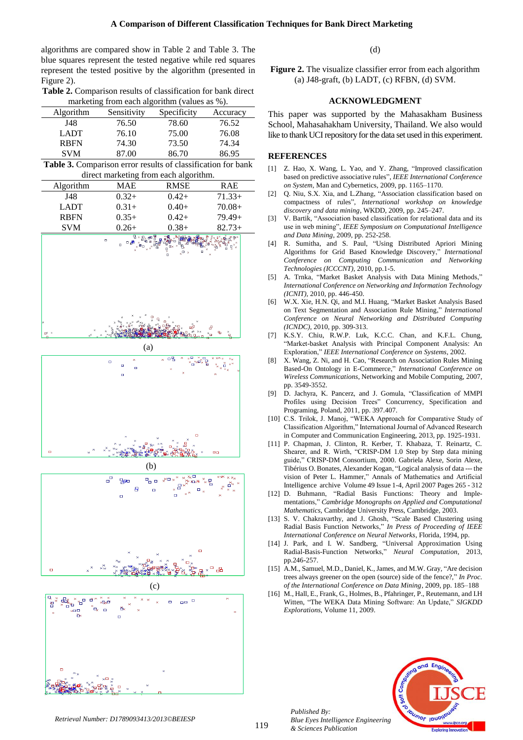algorithms are compared show in Table 2 and Table 3. The blue squares represent the tested negative while red squares represent the tested positive by the algorithm (presented in Figure 2).

**Table 2.** Comparison results of classification for bank direct marketing from each algorithm (values as %).

| Algorithm | Sensitivity | Specificity | Accuracy |
|---|---|---|---|
| J48 | 76.50 | 78.60 | 76.52 |
| LADT | 76.10 | 75.00 | 76.08 |
| RBFN | 74.30 | 73.50 | 74.34 |
| SVM | 87.00 | 86.70 | 86.95 |

**Table 3.** Comparison error results of classification for bank direct marketing from each algorithm.

| Algorithm | MAE | RMSE | RAE |
|---|---|---|---|
| J48 | 0.32+ | 0.42+ | 71.33+ |
| LADT | 0.31+ | 0.40+ | 70.08+ |
| RBFN | 0.35+ | 0.42+ | 79.49+ |
| SVM | 0.26+ | 0.38+ | 82.73+ |

(a)

(b)

(c)

(d)

**Figure 2.** The visualize classifier error from each algorithm (a) J48-graft, (b) LADT, (c) RFBN, (d) SVM.

## ACKNOWLEDGMENT

This paper was supported by the Mahasakham Business School, Mahasahakham University, Thailand. We also would like to thank UCI repository for the data set used in this experiment.

## REFERENCES

1. Z. Hao, X. Wang, L. Yao, and Y. Zhang, "Improved classification based on predictive associative rules", *IEEE International Conference on System*, Man and Cybernetics, 2009, pp. 1165–1170.
2. Q. Niu, S.X. Xia, and L.Zhang, "Association classification based on compactness of rules", *International workshop on knowledge discovery and data mining*, WKDD, 2009, pp. 245–247.
3. V. Bartik, "Association based classification for relational data and its use in web mining", *IEEE Symposium on Computational Intelligence and Data Mining*, 2009, pp. 252-258.
4. R. Sumitha, and S. Paul, "Using Distributed Apriori Mining Algorithms for Grid Based Knowledge Discovery," *International Conference on Computing Communication and Networking Technologies (ICCCNT)*, 2010, pp.1-5.
5. A. Trnka, "Market Basket Analysis with Data Mining Methods," *International Conference on Networking and Information Technology (ICNIT)*, 2010, pp. 446-450.
6. W.X. Xie, H.N. Qi, and M.I. Huang, "Market Basket Analysis Based on Text Segmentation and Association Rule Mining," *International Conference on Neural Networking and Distributed Computing (ICNDC)*, 2010, pp. 309-313.
7. K.S.Y. Chiu, R.W.P. Luk, K.C.C. Chan, and K.F.L. Chung, "Market-basket Analysis with Principal Component Analysis: An Exploration," *IEEE International Conference on Systems*, 2002.
8. X. Wang, Z. Ni, and H. Cao, "Research on Association Rules Mining Based-On Ontology in E-Commerce," *International Conference on Wireless Communications*, Networking and Mobile Computing, 2007, pp. 3549-3552.
9. D. Jachyra, K. Pancerz, and J. Gomula, "Classification of MMPI Profiles using Decision Trees" Concurrency, Specification and Programing, Poland, 2011, pp. 397.407.
10. C.S. Trilok, J. Manoj, "WEKA Approach for Comparative Study of Classification Algorithm," International Journal of Advanced Research in Computer and Communication Engineering, 2013, pp. 1925-1931.
11. P. Chapman, J. Clinton, R. Kerber, T. Khabaza, T. Reinartz, C. Shearer, and R. Wirth, "CRISP-DM 1.0 Step by Step data mining guide," CRISP-DM Consortium, 2000. Gabriela Alexe, Sorin Alexe, Tibérius O. Bonates, Alexander Kogan, "Logical analysis of data --- the vision of Peter L. Hammer," Annals of Mathematics and Artificial Intelligence archive Volume 49 Issue 1-4, April 2007 Pages 265 - 312
12. D. Buhmann, "Radial Basis Functions: Theory and Imple-mentations," *Cambridge Monographs on Applied and Computational Mathematics*, Cambridge University Press, Cambridge, 2003.
13. S. V. Chakravarthy, and J. Ghosh, "Scale Based Clustering using Radial Basis Function Networks," *In Press of Proceeding of IEEE International Conference on Neural Networks*, Florida, 1994, pp.
14. J. Park, and I. W. Sandberg, "Universal Approximation Using Radial-Basis-Function Networks," *Neural Computation*, 2013, pp.246-257.
15. A.M., Samuel, M.D., Daniel, K., James, and M.W. Gray, "Are decision trees always greener on the open (source) side of the fence?," *In Proc. of the International Conference on Data Mining*, 2009, pp. 185–188
16. M., Hall, E., Frank, G., Holmes, B., Pfahringer, P., Reutemann, and I.H Witten, "The WEKA Data Mining Software: An Update," *SIGKDD Explorations*, Volume 11, 2009.